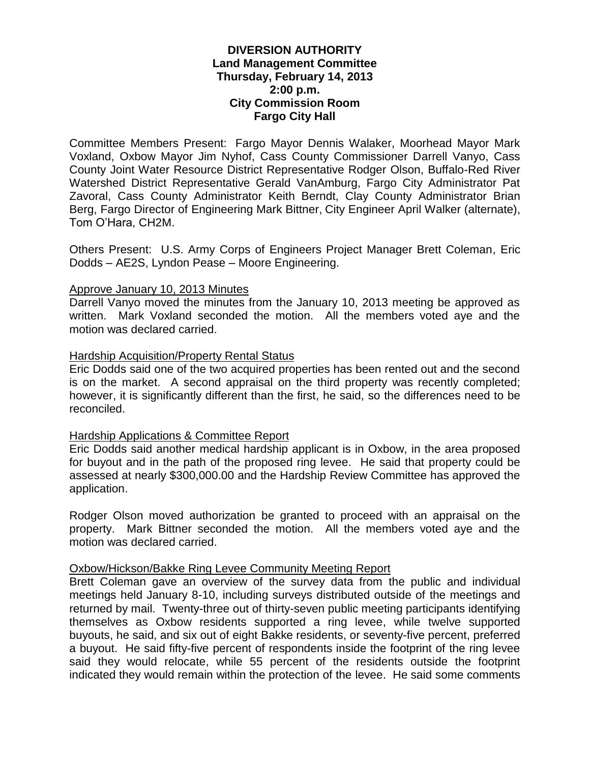**DIVERSION AUTHORITY**
**Land Management Committee**
**Thursday, February 14, 2013**
**2:00 p.m.**
**City Commission Room**
**Fargo City Hall**

Committee Members Present: Fargo Mayor Dennis Walaker, Moorhead Mayor Mark Voxland, Oxbow Mayor Jim Nyhof, Cass County Commissioner Darrell Vanyo, Cass County Joint Water Resource District Representative Rodger Olson, Buffalo-Red River Watershed District Representative Gerald VanAmburg, Fargo City Administrator Pat Zavoral, Cass County Administrator Keith Berndt, Clay County Administrator Brian Berg, Fargo Director of Engineering Mark Bittner, City Engineer April Walker (alternate), Tom O'Hara, CH2M.

Others Present: U.S. Army Corps of Engineers Project Manager Brett Coleman, Eric Dodds – AE2S, Lyndon Pease – Moore Engineering.

Approve January 10, 2013 Minutes

Darrell Vanyo moved the minutes from the January 10, 2013 meeting be approved as written. Mark Voxland seconded the motion. All the members voted aye and the motion was declared carried.

Hardship Acquisition/Property Rental Status

Eric Dodds said one of the two acquired properties has been rented out and the second is on the market. A second appraisal on the third property was recently completed; however, it is significantly different than the first, he said, so the differences need to be reconciled.

Hardship Applications & Committee Report

Eric Dodds said another medical hardship applicant is in Oxbow, in the area proposed for buyout and in the path of the proposed ring levee. He said that property could be assessed at nearly $300,000.00 and the Hardship Review Committee has approved the application.

Rodger Olson moved authorization be granted to proceed with an appraisal on the property. Mark Bittner seconded the motion. All the members voted aye and the motion was declared carried.

Oxbow/Hickson/Bakke Ring Levee Community Meeting Report

Brett Coleman gave an overview of the survey data from the public and individual meetings held January 8-10, including surveys distributed outside of the meetings and returned by mail. Twenty-three out of thirty-seven public meeting participants identifying themselves as Oxbow residents supported a ring levee, while twelve supported buyouts, he said, and six out of eight Bakke residents, or seventy-five percent, preferred a buyout. He said fifty-five percent of respondents inside the footprint of the ring levee said they would relocate, while 55 percent of the residents outside the footprint indicated they would remain within the protection of the levee. He said some comments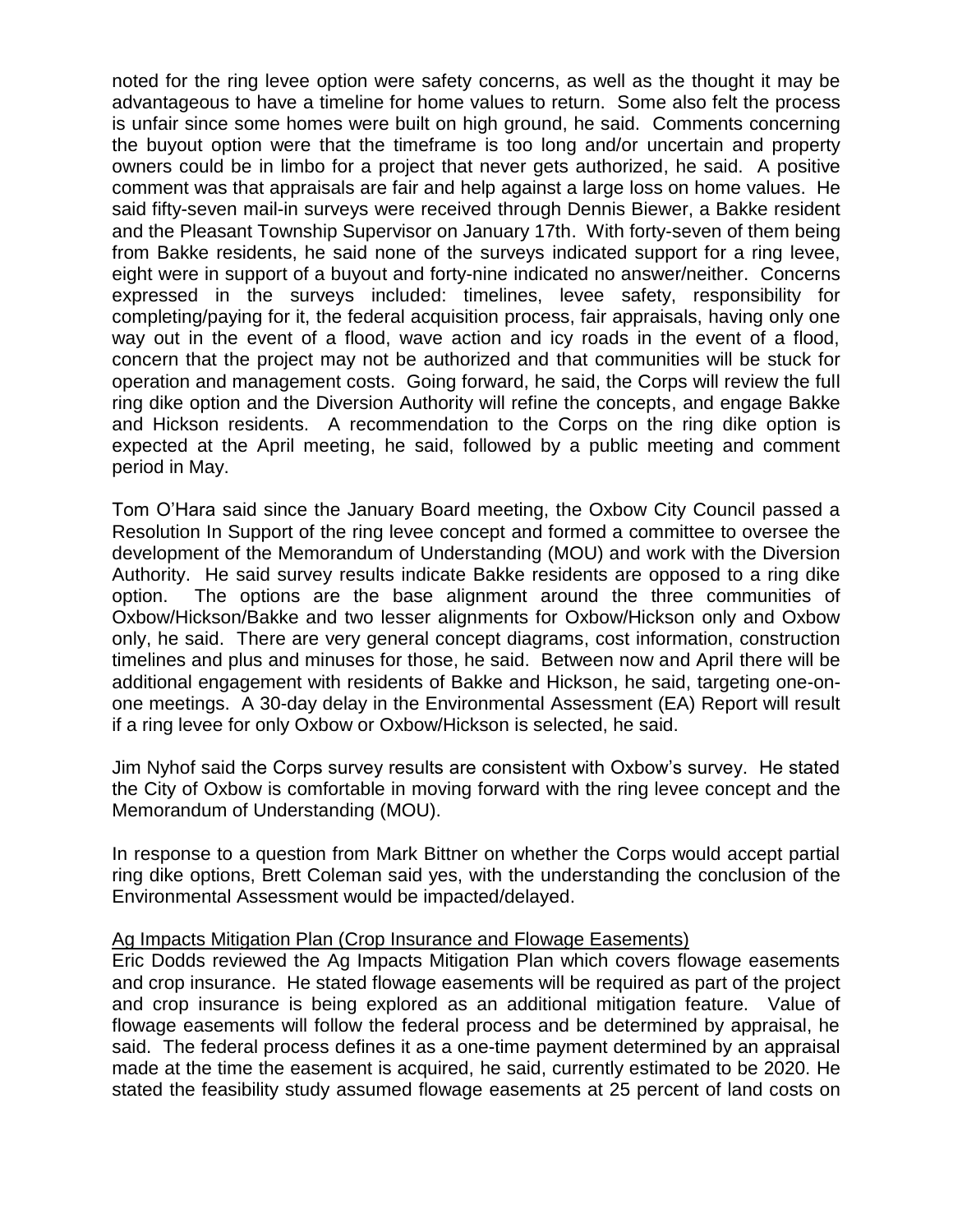noted for the ring levee option were safety concerns, as well as the thought it may be advantageous to have a timeline for home values to return. Some also felt the process is unfair since some homes were built on high ground, he said. Comments concerning the buyout option were that the timeframe is too long and/or uncertain and property owners could be in limbo for a project that never gets authorized, he said. A positive comment was that appraisals are fair and help against a large loss on home values. He said fifty-seven mail-in surveys were received through Dennis Biewer, a Bakke resident and the Pleasant Township Supervisor on January 17th. With forty-seven of them being from Bakke residents, he said none of the surveys indicated support for a ring levee, eight were in support of a buyout and forty-nine indicated no answer/neither. Concerns expressed in the surveys included: timelines, levee safety, responsibility for completing/paying for it, the federal acquisition process, fair appraisals, having only one way out in the event of a flood, wave action and icy roads in the event of a flood, concern that the project may not be authorized and that communities will be stuck for operation and management costs. Going forward, he said, the Corps will review the full ring dike option and the Diversion Authority will refine the concepts, and engage Bakke and Hickson residents. A recommendation to the Corps on the ring dike option is expected at the April meeting, he said, followed by a public meeting and comment period in May.

Tom O'Hara said since the January Board meeting, the Oxbow City Council passed a Resolution In Support of the ring levee concept and formed a committee to oversee the development of the Memorandum of Understanding (MOU) and work with the Diversion Authority. He said survey results indicate Bakke residents are opposed to a ring dike option. The options are the base alignment around the three communities of Oxbow/Hickson/Bakke and two lesser alignments for Oxbow/Hickson only and Oxbow only, he said. There are very general concept diagrams, cost information, construction timelines and plus and minuses for those, he said. Between now and April there will be additional engagement with residents of Bakke and Hickson, he said, targeting one-on-one meetings. A 30-day delay in the Environmental Assessment (EA) Report will result if a ring levee for only Oxbow or Oxbow/Hickson is selected, he said.

Jim Nyhof said the Corps survey results are consistent with Oxbow's survey. He stated the City of Oxbow is comfortable in moving forward with the ring levee concept and the Memorandum of Understanding (MOU).

In response to a question from Mark Bittner on whether the Corps would accept partial ring dike options, Brett Coleman said yes, with the understanding the conclusion of the Environmental Assessment would be impacted/delayed.

Ag Impacts Mitigation Plan (Crop Insurance and Flowage Easements)

Eric Dodds reviewed the Ag Impacts Mitigation Plan which covers flowage easements and crop insurance. He stated flowage easements will be required as part of the project and crop insurance is being explored as an additional mitigation feature. Value of flowage easements will follow the federal process and be determined by appraisal, he said. The federal process defines it as a one-time payment determined by an appraisal made at the time the easement is acquired, he said, currently estimated to be 2020. He stated the feasibility study assumed flowage easements at 25 percent of land costs on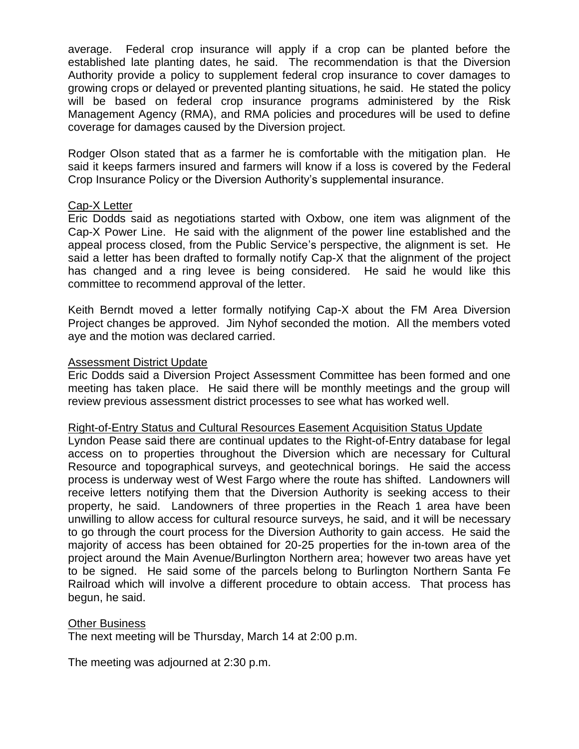average. Federal crop insurance will apply if a crop can be planted before the established late planting dates, he said. The recommendation is that the Diversion Authority provide a policy to supplement federal crop insurance to cover damages to growing crops or delayed or prevented planting situations, he said. He stated the policy will be based on federal crop insurance programs administered by the Risk Management Agency (RMA), and RMA policies and procedures will be used to define coverage for damages caused by the Diversion project.

Rodger Olson stated that as a farmer he is comfortable with the mitigation plan. He said it keeps farmers insured and farmers will know if a loss is covered by the Federal Crop Insurance Policy or the Diversion Authority's supplemental insurance.

## Cap-X Letter

Eric Dodds said as negotiations started with Oxbow, one item was alignment of the Cap-X Power Line. He said with the alignment of the power line established and the appeal process closed, from the Public Service's perspective, the alignment is set. He said a letter has been drafted to formally notify Cap-X that the alignment of the project has changed and a ring levee is being considered. He said he would like this committee to recommend approval of the letter.

Keith Berndt moved a letter formally notifying Cap-X about the FM Area Diversion Project changes be approved. Jim Nyhof seconded the motion. All the members voted aye and the motion was declared carried.

## Assessment District Update

Eric Dodds said a Diversion Project Assessment Committee has been formed and one meeting has taken place. He said there will be monthly meetings and the group will review previous assessment district processes to see what has worked well.

## Right-of-Entry Status and Cultural Resources Easement Acquisition Status Update

Lyndon Pease said there are continual updates to the Right-of-Entry database for legal access on to properties throughout the Diversion which are necessary for Cultural Resource and topographical surveys, and geotechnical borings. He said the access process is underway west of West Fargo where the route has shifted. Landowners will receive letters notifying them that the Diversion Authority is seeking access to their property, he said. Landowners of three properties in the Reach 1 area have been unwilling to allow access for cultural resource surveys, he said, and it will be necessary to go through the court process for the Diversion Authority to gain access. He said the majority of access has been obtained for 20-25 properties for the in-town area of the project around the Main Avenue/Burlington Northern area; however two areas have yet to be signed. He said some of the parcels belong to Burlington Northern Santa Fe Railroad which will involve a different procedure to obtain access. That process has begun, he said.

## Other Business

The next meeting will be Thursday, March 14 at 2:00 p.m.

The meeting was adjourned at 2:30 p.m.